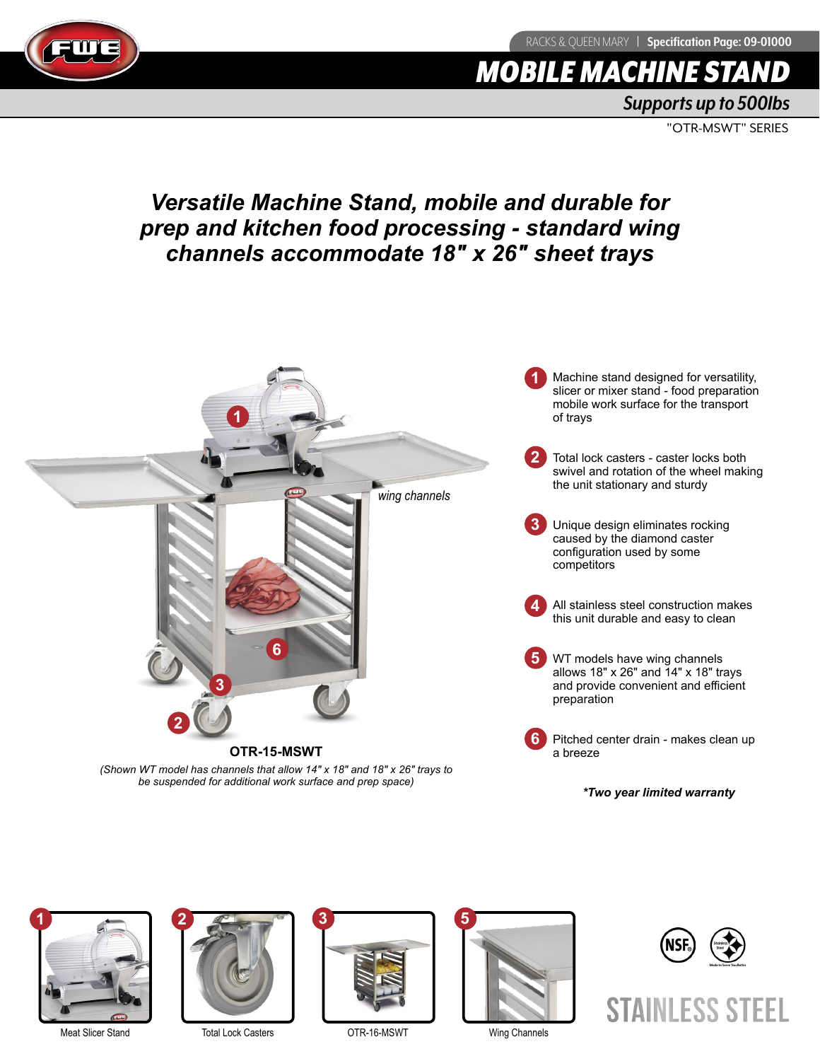RACKS & QUEEN MARY | **Specification Page: 09-01000**

# MOBILE MACHINE STAND

## *Supports up to 500lbs*

"OTR-MSWT" SERIES

## *Versatile Machine Stand, mobile and durable for prep and kitchen food processing - standard wing channels accommodate 18" x 26" sheet trays*

*wing channels*

**OTR-15-MSWT**

*(Shown WT model has channels that allow 14" x 18" and 18" x 26" trays to be suspended for additional work surface and prep space)*

1. Machine stand designed for versatility, slicer or mixer stand - food preparation mobile work surface for the transport of trays
2. Total lock casters - caster locks both swivel and rotation of the wheel making the unit stationary and sturdy
3. Unique design eliminates rocking caused by the diamond caster configuration used by some competitors
4. All stainless steel construction makes this unit durable and easy to clean
5. WT models have wing channels allows 18" x 26" and 14" x 18" trays and provide convenient and efficient preparation
6. Pitched center drain - makes clean up a breeze

***Two year limited warranty**

1 Meat Slicer Stand

2 Total Lock Casters

3 OTR-16-MSWT

5 Wing Channels

STAINLESS STEEL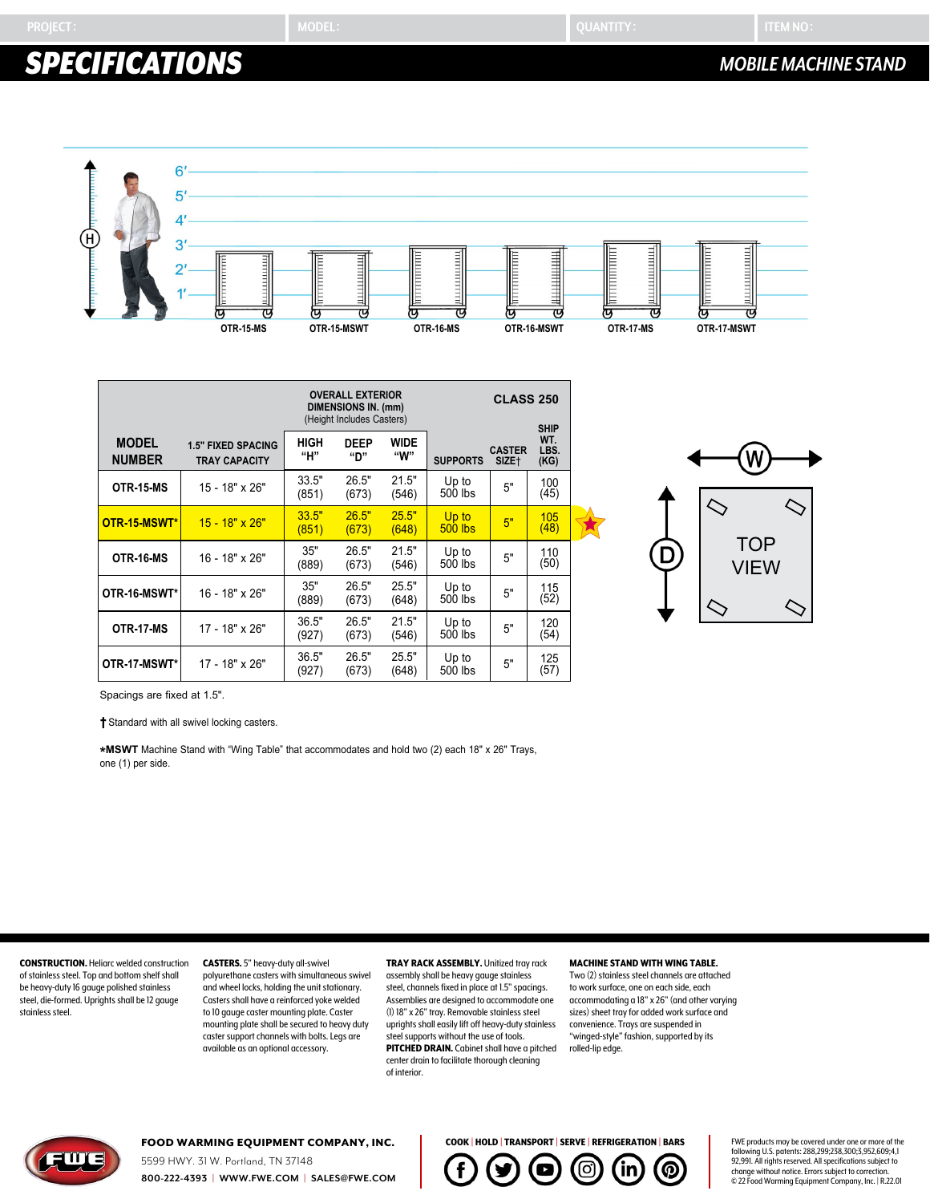PROJECT: | MODEL: | QUANTITY: | ITEM NO:

# SPECIFICATIONS

## MOBILE MACHINE STAND

6′
5′
4′
3′
2′
1′
H

OTR-15-MS
OTR-15-MSWT
OTR-16-MS
OTR-16-MSWT
OTR-17-MS
OTR-17-MSWT

| MODEL NUMBER | 1.5" FIXED SPACING TRAY CAPACITY | OVERALL EXTERIOR DIMENSIONS IN. (mm) (Height Includes Casters) HIGH "H" | DEEP "D" | WIDE "W" | CLASS 250 SUPPORTS | CASTER SIZE† | SHIP WT. LBS. (KG) |
|---|---|---|---|---|---|---|---|
| OTR-15-MS | 15 - 18" x 26" | 33.5" (851) | 26.5" (673) | 21.5" (546) | Up to 500 lbs | 5" | 100 (45) |
| OTR-15-MSWT* | 15 - 18" x 26" | 33.5" (851) | 26.5" (673) | 25.5" (648) | Up to 500 lbs | 5" | 105 (48) |
| OTR-16-MS | 16 - 18" x 26" | 35" (889) | 26.5" (673) | 21.5" (546) | Up to 500 lbs | 5" | 110 (50) |
| OTR-16-MSWT* | 16 - 18" x 26" | 35" (889) | 26.5" (673) | 25.5" (648) | Up to 500 lbs | 5" | 115 (52) |
| OTR-17-MS | 17 - 18" x 26" | 36.5" (927) | 26.5" (673) | 21.5" (546) | Up to 500 lbs | 5" | 120 (54) |
| OTR-17-MSWT* | 17 - 18" x 26" | 36.5" (927) | 26.5" (673) | 25.5" (648) | Up to 500 lbs | 5" | 125 (57) |

W
D
TOP VIEW

Spacings are fixed at 1.5".

† Standard with all swivel locking casters.

***MSWT** Machine Stand with "Wing Table" that accommodates and hold two (2) each 18" x 26" Trays, one (1) per side.

**CONSTRUCTION.** Heliarc welded construction of stainless steel. Top and bottom shelf shall be heavy-duty 16 gauge polished stainless steel, die-formed. Uprights shall be 12 gauge stainless steel.

**CASTERS.** 5" heavy-duty all-swivel polyurethane casters with simultaneous swivel and wheel locks, holding the unit stationary. Casters shall have a reinforced yoke welded to 10 gauge caster mounting plate. Caster mounting plate shall be secured to heavy duty caster support channels with bolts. Legs are available as an optional accessory.

**TRAY RACK ASSEMBLY.** Unitized tray rack assembly shall be heavy gauge stainless steel, channels fixed in place at 1.5" spacings. Assemblies are designed to accommodate one (1) 18" x 26" tray. Removable stainless steel uprights shall easily lift off heavy-duty stainless steel supports without the use of tools.
**PITCHED DRAIN.** Cabinet shall have a pitched center drain to facilitate thorough cleaning of interior.

**MACHINE STAND WITH WING TABLE.** Two (2) stainless steel channels are attached to work surface, one on each side, each accommodating a 18" x 26" (and other varying sizes) sheet tray for added work surface and convenience. Trays are suspended in "winged-style" fashion, supported by its rolled-lip edge.

**FOOD WARMING EQUIPMENT COMPANY, INC.**
5599 HWY. 31 W. Portland, TN 37148
800-222-4393 | WWW.FWE.COM | SALES@FWE.COM

COOK | HOLD | TRANSPORT | SERVE | REFRIGERATION | BARS

FWE products may be covered under one or more of the following U.S. patents: 288,299;238,300;3,952,609;4,1 92,991. All rights reserved. All specifications subject to change without notice. Errors subject to correction.
© 22 Food Warming Equipment Company, Inc. | R.22.01